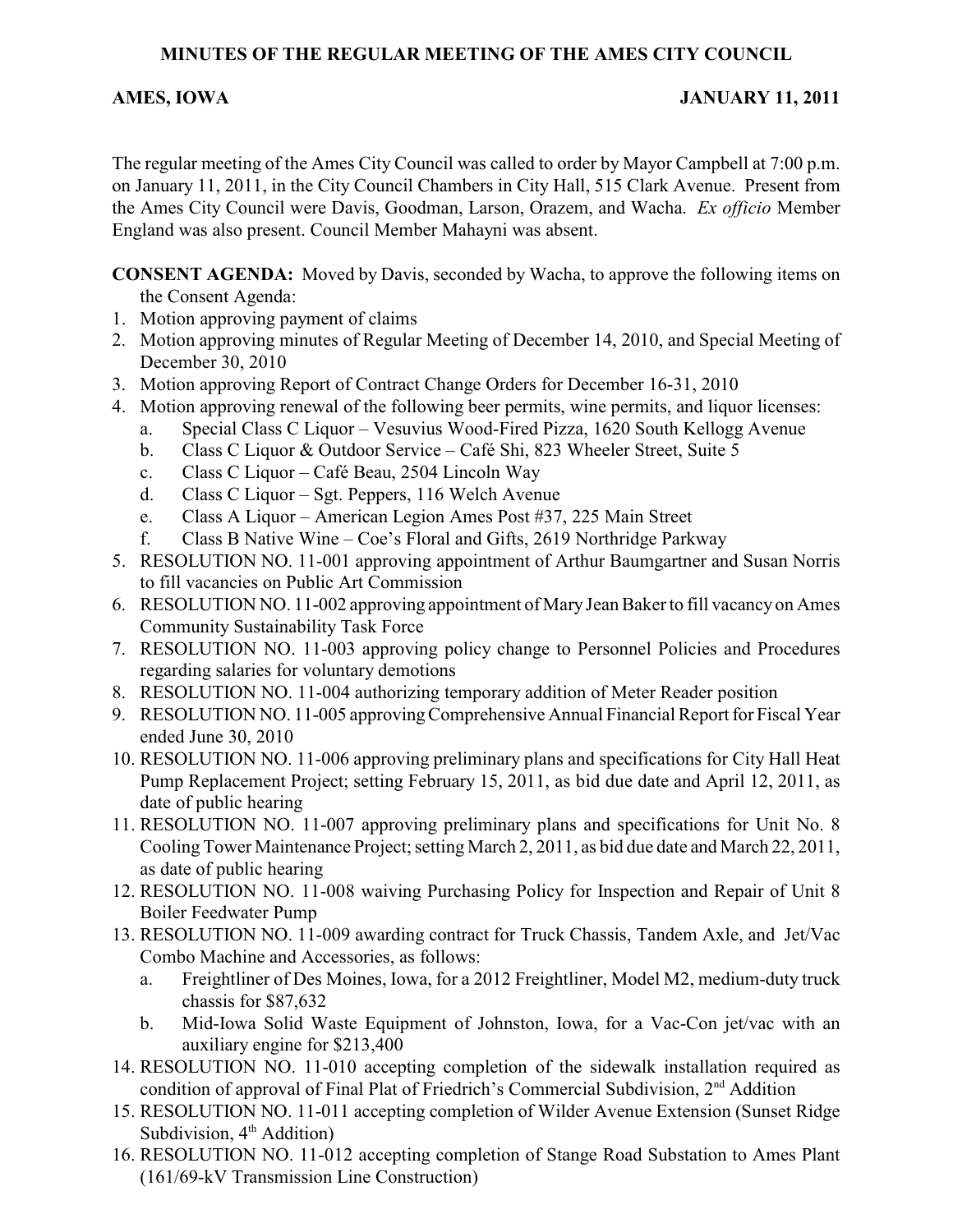**MINUTES OF THE REGULAR MEETING OF THE AMES CITY COUNCIL**

**AMES, IOWA** **JANUARY 11, 2011**

The regular meeting of the Ames City Council was called to order by Mayor Campbell at 7:00 p.m. on January 11, 2011, in the City Council Chambers in City Hall, 515 Clark Avenue. Present from the Ames City Council were Davis, Goodman, Larson, Orazem, and Wacha. *Ex officio* Member England was also present. Council Member Mahayni was absent.

**CONSENT AGENDA:** Moved by Davis, seconded by Wacha, to approve the following items on the Consent Agenda:

1. Motion approving payment of claims
2. Motion approving minutes of Regular Meeting of December 14, 2010, and Special Meeting of December 30, 2010
3. Motion approving Report of Contract Change Orders for December 16-31, 2010
4. Motion approving renewal of the following beer permits, wine permits, and liquor licenses:
   a. Special Class C Liquor – Vesuvius Wood-Fired Pizza, 1620 South Kellogg Avenue
   b. Class C Liquor & Outdoor Service – Café Shi, 823 Wheeler Street, Suite 5
   c. Class C Liquor – Café Beau, 2504 Lincoln Way
   d. Class C Liquor – Sgt. Peppers, 116 Welch Avenue
   e. Class A Liquor – American Legion Ames Post #37, 225 Main Street
   f. Class B Native Wine – Coe's Floral and Gifts, 2619 Northridge Parkway
5. RESOLUTION NO. 11-001 approving appointment of Arthur Baumgartner and Susan Norris to fill vacancies on Public Art Commission
6. RESOLUTION NO. 11-002 approving appointment of Mary Jean Baker to fill vacancy on Ames Community Sustainability Task Force
7. RESOLUTION NO. 11-003 approving policy change to Personnel Policies and Procedures regarding salaries for voluntary demotions
8. RESOLUTION NO. 11-004 authorizing temporary addition of Meter Reader position
9. RESOLUTION NO. 11-005 approving Comprehensive Annual Financial Report for Fiscal Year ended June 30, 2010
10. RESOLUTION NO. 11-006 approving preliminary plans and specifications for City Hall Heat Pump Replacement Project; setting February 15, 2011, as bid due date and April 12, 2011, as date of public hearing
11. RESOLUTION NO. 11-007 approving preliminary plans and specifications for Unit No. 8 Cooling Tower Maintenance Project; setting March 2, 2011, as bid due date and March 22, 2011, as date of public hearing
12. RESOLUTION NO. 11-008 waiving Purchasing Policy for Inspection and Repair of Unit 8 Boiler Feedwater Pump
13. RESOLUTION NO. 11-009 awarding contract for Truck Chassis, Tandem Axle, and Jet/Vac Combo Machine and Accessories, as follows:
    a. Freightliner of Des Moines, Iowa, for a 2012 Freightliner, Model M2, medium-duty truck chassis for $87,632
    b. Mid-Iowa Solid Waste Equipment of Johnston, Iowa, for a Vac-Con jet/vac with an auxiliary engine for $213,400
14. RESOLUTION NO. 11-010 accepting completion of the sidewalk installation required as condition of approval of Final Plat of Friedrich's Commercial Subdivision, 2nd Addition
15. RESOLUTION NO. 11-011 accepting completion of Wilder Avenue Extension (Sunset Ridge Subdivision, 4th Addition)
16. RESOLUTION NO. 11-012 accepting completion of Stange Road Substation to Ames Plant (161/69-kV Transmission Line Construction)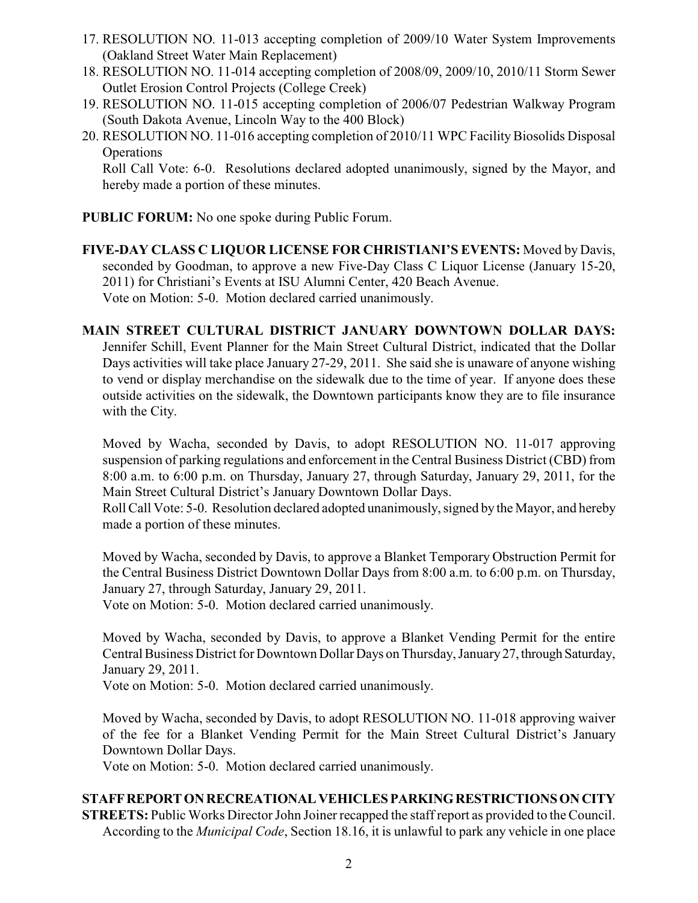17. RESOLUTION NO. 11-013 accepting completion of 2009/10 Water System Improvements (Oakland Street Water Main Replacement)
18. RESOLUTION NO. 11-014 accepting completion of 2008/09, 2009/10, 2010/11 Storm Sewer Outlet Erosion Control Projects (College Creek)
19. RESOLUTION NO. 11-015 accepting completion of 2006/07 Pedestrian Walkway Program (South Dakota Avenue, Lincoln Way to the 400 Block)
20. RESOLUTION NO. 11-016 accepting completion of 2010/11 WPC Facility Biosolids Disposal Operations

    Roll Call Vote: 6-0. Resolutions declared adopted unanimously, signed by the Mayor, and hereby made a portion of these minutes.

**PUBLIC FORUM:** No one spoke during Public Forum.

**FIVE-DAY CLASS C LIQUOR LICENSE FOR CHRISTIANI'S EVENTS:** Moved by Davis, seconded by Goodman, to approve a new Five-Day Class C Liquor License (January 15-20, 2011) for Christiani's Events at ISU Alumni Center, 420 Beach Avenue.
Vote on Motion: 5-0. Motion declared carried unanimously.

**MAIN STREET CULTURAL DISTRICT JANUARY DOWNTOWN DOLLAR DAYS:** Jennifer Schill, Event Planner for the Main Street Cultural District, indicated that the Dollar Days activities will take place January 27-29, 2011. She said she is unaware of anyone wishing to vend or display merchandise on the sidewalk due to the time of year. If anyone does these outside activities on the sidewalk, the Downtown participants know they are to file insurance with the City.

Moved by Wacha, seconded by Davis, to adopt RESOLUTION NO. 11-017 approving suspension of parking regulations and enforcement in the Central Business District (CBD) from 8:00 a.m. to 6:00 p.m. on Thursday, January 27, through Saturday, January 29, 2011, for the Main Street Cultural District's January Downtown Dollar Days.
Roll Call Vote: 5-0. Resolution declared adopted unanimously, signed by the Mayor, and hereby made a portion of these minutes.

Moved by Wacha, seconded by Davis, to approve a Blanket Temporary Obstruction Permit for the Central Business District Downtown Dollar Days from 8:00 a.m. to 6:00 p.m. on Thursday, January 27, through Saturday, January 29, 2011.
Vote on Motion: 5-0. Motion declared carried unanimously.

Moved by Wacha, seconded by Davis, to approve a Blanket Vending Permit for the entire Central Business District for Downtown Dollar Days on Thursday, January 27, through Saturday, January 29, 2011.
Vote on Motion: 5-0. Motion declared carried unanimously.

Moved by Wacha, seconded by Davis, to adopt RESOLUTION NO. 11-018 approving waiver of the fee for a Blanket Vending Permit for the Main Street Cultural District's January Downtown Dollar Days.
Vote on Motion: 5-0. Motion declared carried unanimously.

**STAFF REPORT ON RECREATIONAL VEHICLES PARKING RESTRICTIONS ON CITY STREETS:** Public Works Director John Joiner recapped the staff report as provided to the Council. According to the *Municipal Code*, Section 18.16, it is unlawful to park any vehicle in one place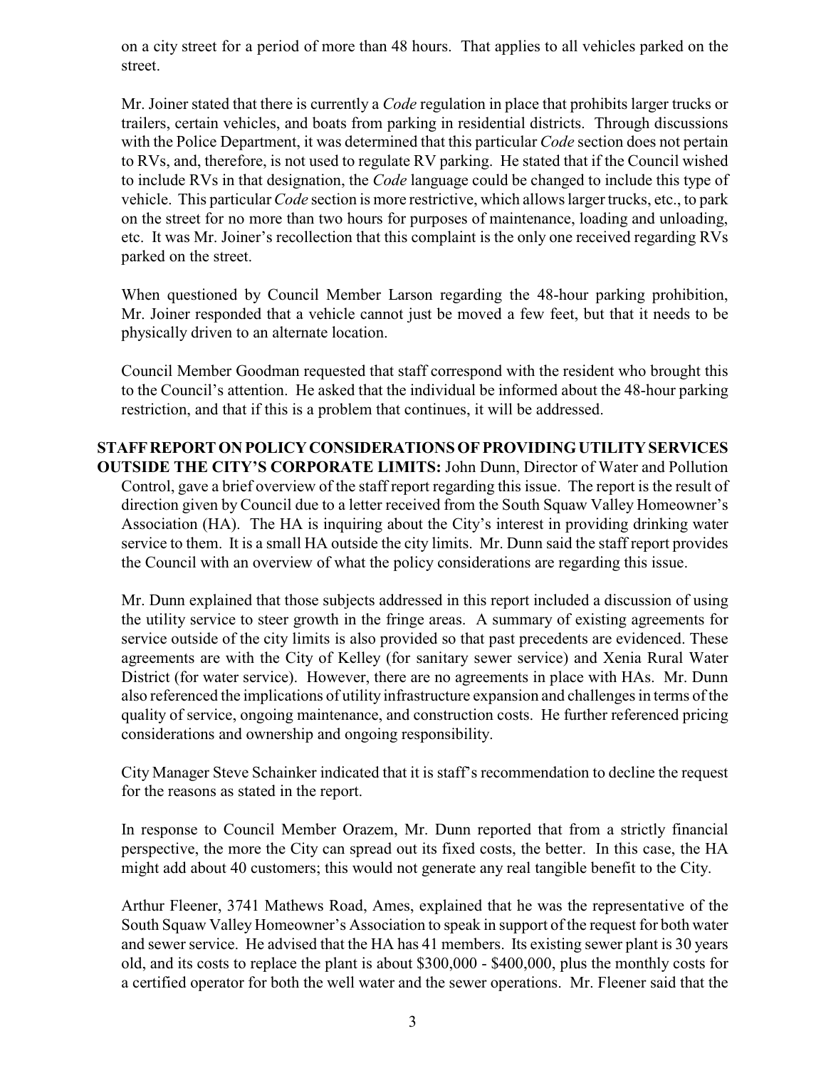on a city street for a period of more than 48 hours. That applies to all vehicles parked on the street.

Mr. Joiner stated that there is currently a *Code* regulation in place that prohibits larger trucks or trailers, certain vehicles, and boats from parking in residential districts. Through discussions with the Police Department, it was determined that this particular *Code* section does not pertain to RVs, and, therefore, is not used to regulate RV parking. He stated that if the Council wished to include RVs in that designation, the *Code* language could be changed to include this type of vehicle. This particular *Code* section is more restrictive, which allows larger trucks, etc., to park on the street for no more than two hours for purposes of maintenance, loading and unloading, etc. It was Mr. Joiner's recollection that this complaint is the only one received regarding RVs parked on the street.

When questioned by Council Member Larson regarding the 48-hour parking prohibition, Mr. Joiner responded that a vehicle cannot just be moved a few feet, but that it needs to be physically driven to an alternate location.

Council Member Goodman requested that staff correspond with the resident who brought this to the Council's attention. He asked that the individual be informed about the 48-hour parking restriction, and that if this is a problem that continues, it will be addressed.

**STAFF REPORT ON POLICY CONSIDERATIONS OF PROVIDING UTILITY SERVICES OUTSIDE THE CITY'S CORPORATE LIMITS:** John Dunn, Director of Water and Pollution Control, gave a brief overview of the staff report regarding this issue. The report is the result of direction given by Council due to a letter received from the South Squaw Valley Homeowner's Association (HA). The HA is inquiring about the City's interest in providing drinking water service to them. It is a small HA outside the city limits. Mr. Dunn said the staff report provides the Council with an overview of what the policy considerations are regarding this issue.

Mr. Dunn explained that those subjects addressed in this report included a discussion of using the utility service to steer growth in the fringe areas. A summary of existing agreements for service outside of the city limits is also provided so that past precedents are evidenced. These agreements are with the City of Kelley (for sanitary sewer service) and Xenia Rural Water District (for water service). However, there are no agreements in place with HAs. Mr. Dunn also referenced the implications of utility infrastructure expansion and challenges in terms of the quality of service, ongoing maintenance, and construction costs. He further referenced pricing considerations and ownership and ongoing responsibility.

City Manager Steve Schainker indicated that it is staff's recommendation to decline the request for the reasons as stated in the report.

In response to Council Member Orazem, Mr. Dunn reported that from a strictly financial perspective, the more the City can spread out its fixed costs, the better. In this case, the HA might add about 40 customers; this would not generate any real tangible benefit to the City.

Arthur Fleener, 3741 Mathews Road, Ames, explained that he was the representative of the South Squaw Valley Homeowner's Association to speak in support of the request for both water and sewer service. He advised that the HA has 41 members. Its existing sewer plant is 30 years old, and its costs to replace the plant is about $300,000 - $400,000, plus the monthly costs for a certified operator for both the well water and the sewer operations. Mr. Fleener said that the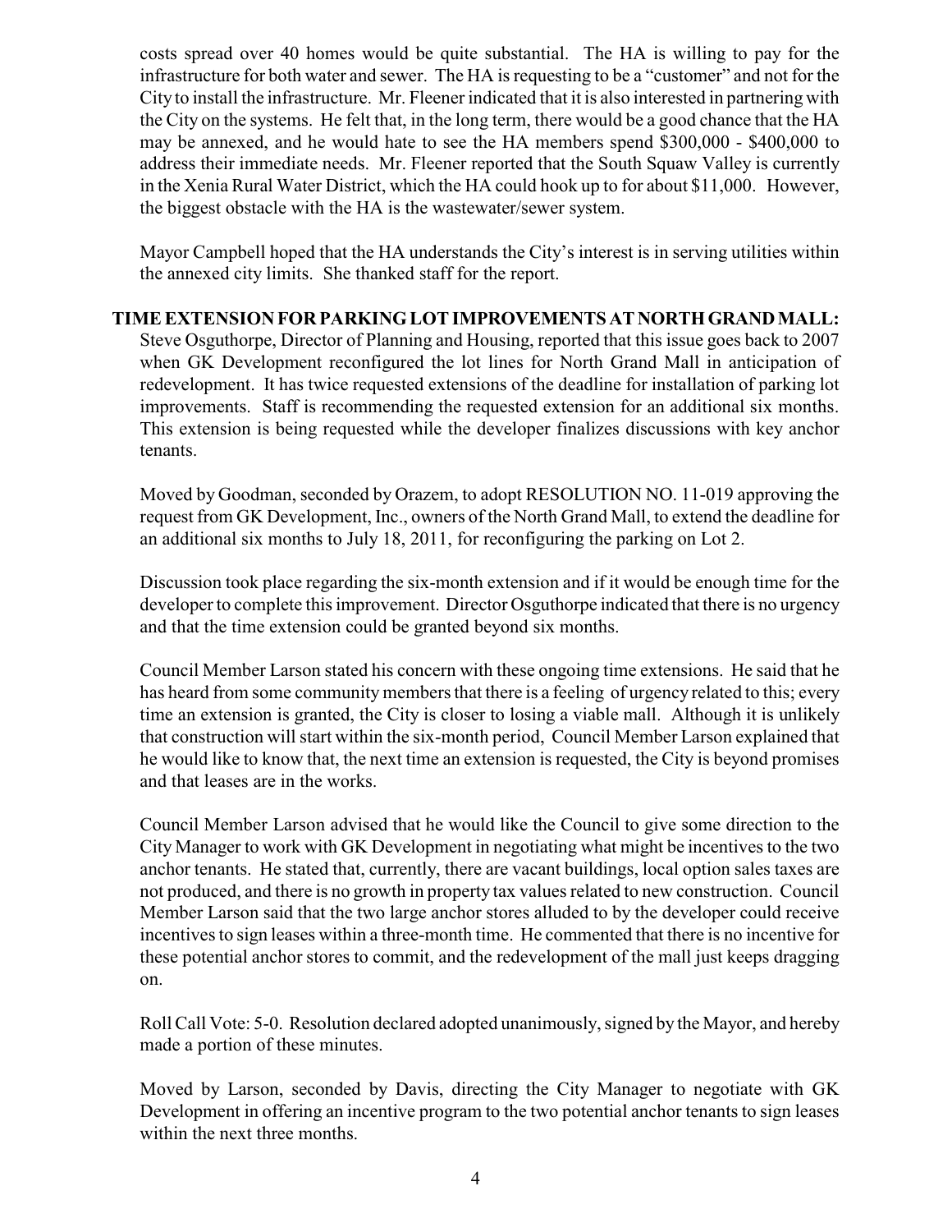costs spread over 40 homes would be quite substantial. The HA is willing to pay for the infrastructure for both water and sewer. The HA is requesting to be a "customer" and not for the City to install the infrastructure. Mr. Fleener indicated that it is also interested in partnering with the City on the systems. He felt that, in the long term, there would be a good chance that the HA may be annexed, and he would hate to see the HA members spend $300,000 - $400,000 to address their immediate needs. Mr. Fleener reported that the South Squaw Valley is currently in the Xenia Rural Water District, which the HA could hook up to for about $11,000. However, the biggest obstacle with the HA is the wastewater/sewer system.

Mayor Campbell hoped that the HA understands the City's interest is in serving utilities within the annexed city limits. She thanked staff for the report.

**TIME EXTENSION FOR PARKING LOT IMPROVEMENTS AT NORTH GRAND MALL:** Steve Osguthorpe, Director of Planning and Housing, reported that this issue goes back to 2007 when GK Development reconfigured the lot lines for North Grand Mall in anticipation of redevelopment. It has twice requested extensions of the deadline for installation of parking lot improvements. Staff is recommending the requested extension for an additional six months. This extension is being requested while the developer finalizes discussions with key anchor tenants.

Moved by Goodman, seconded by Orazem, to adopt RESOLUTION NO. 11-019 approving the request from GK Development, Inc., owners of the North Grand Mall, to extend the deadline for an additional six months to July 18, 2011, for reconfiguring the parking on Lot 2.

Discussion took place regarding the six-month extension and if it would be enough time for the developer to complete this improvement. Director Osguthorpe indicated that there is no urgency and that the time extension could be granted beyond six months.

Council Member Larson stated his concern with these ongoing time extensions. He said that he has heard from some community members that there is a feeling of urgency related to this; every time an extension is granted, the City is closer to losing a viable mall. Although it is unlikely that construction will start within the six-month period, Council Member Larson explained that he would like to know that, the next time an extension is requested, the City is beyond promises and that leases are in the works.

Council Member Larson advised that he would like the Council to give some direction to the City Manager to work with GK Development in negotiating what might be incentives to the two anchor tenants. He stated that, currently, there are vacant buildings, local option sales taxes are not produced, and there is no growth in property tax values related to new construction. Council Member Larson said that the two large anchor stores alluded to by the developer could receive incentives to sign leases within a three-month time. He commented that there is no incentive for these potential anchor stores to commit, and the redevelopment of the mall just keeps dragging on.

Roll Call Vote: 5-0. Resolution declared adopted unanimously, signed by the Mayor, and hereby made a portion of these minutes.

Moved by Larson, seconded by Davis, directing the City Manager to negotiate with GK Development in offering an incentive program to the two potential anchor tenants to sign leases within the next three months.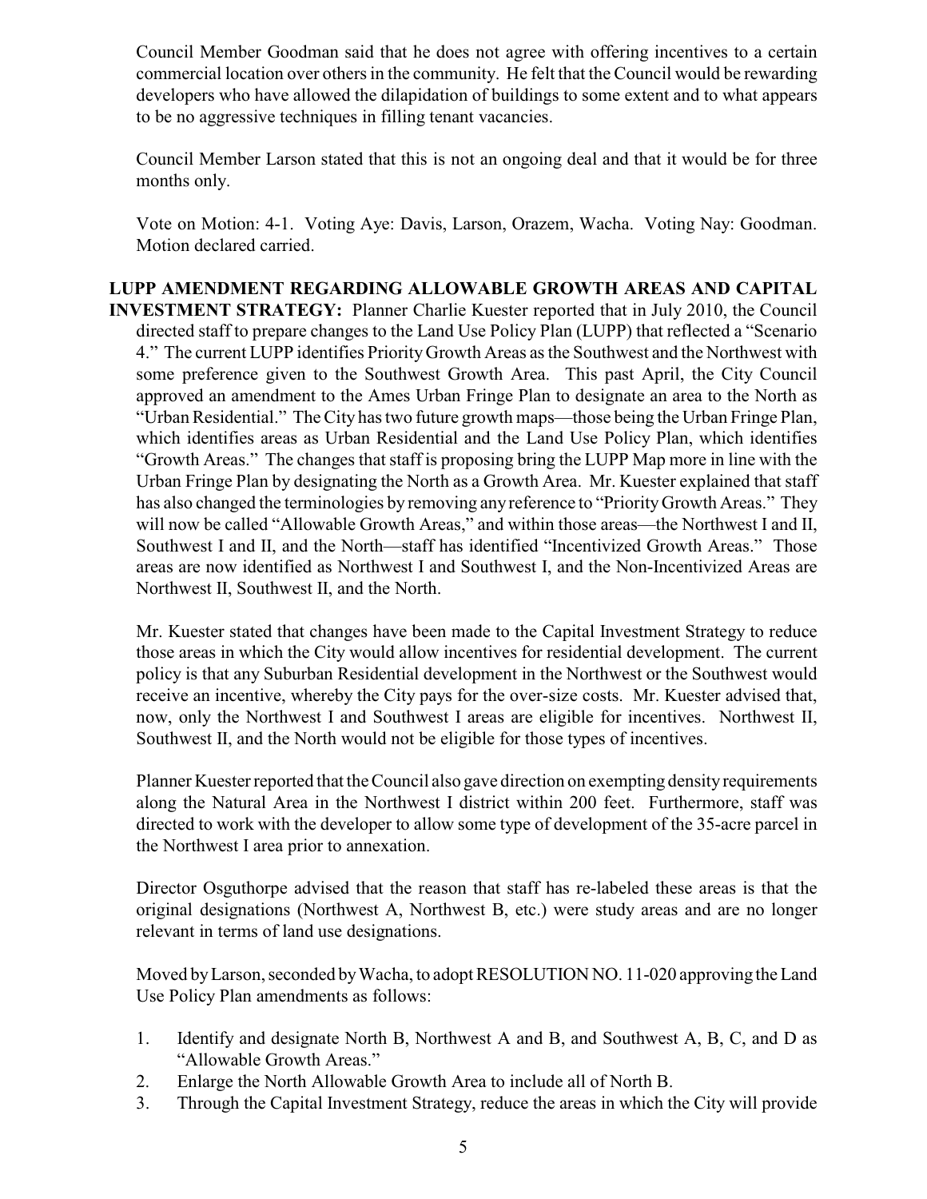Council Member Goodman said that he does not agree with offering incentives to a certain commercial location over others in the community. He felt that the Council would be rewarding developers who have allowed the dilapidation of buildings to some extent and to what appears to be no aggressive techniques in filling tenant vacancies.

Council Member Larson stated that this is not an ongoing deal and that it would be for three months only.

Vote on Motion: 4-1. Voting Aye: Davis, Larson, Orazem, Wacha. Voting Nay: Goodman. Motion declared carried.

**LUPP AMENDMENT REGARDING ALLOWABLE GROWTH AREAS AND CAPITAL INVESTMENT STRATEGY:** Planner Charlie Kuester reported that in July 2010, the Council directed staff to prepare changes to the Land Use Policy Plan (LUPP) that reflected a "Scenario 4." The current LUPP identifies Priority Growth Areas as the Southwest and the Northwest with some preference given to the Southwest Growth Area. This past April, the City Council approved an amendment to the Ames Urban Fringe Plan to designate an area to the North as "Urban Residential." The City has two future growth maps—those being the Urban Fringe Plan, which identifies areas as Urban Residential and the Land Use Policy Plan, which identifies "Growth Areas." The changes that staff is proposing bring the LUPP Map more in line with the Urban Fringe Plan by designating the North as a Growth Area. Mr. Kuester explained that staff has also changed the terminologies by removing any reference to "Priority Growth Areas." They will now be called "Allowable Growth Areas," and within those areas—the Northwest I and II, Southwest I and II, and the North—staff has identified "Incentivized Growth Areas." Those areas are now identified as Northwest I and Southwest I, and the Non-Incentivized Areas are Northwest II, Southwest II, and the North.

Mr. Kuester stated that changes have been made to the Capital Investment Strategy to reduce those areas in which the City would allow incentives for residential development. The current policy is that any Suburban Residential development in the Northwest or the Southwest would receive an incentive, whereby the City pays for the over-size costs. Mr. Kuester advised that, now, only the Northwest I and Southwest I areas are eligible for incentives. Northwest II, Southwest II, and the North would not be eligible for those types of incentives.

Planner Kuester reported that the Council also gave direction on exempting density requirements along the Natural Area in the Northwest I district within 200 feet. Furthermore, staff was directed to work with the developer to allow some type of development of the 35-acre parcel in the Northwest I area prior to annexation.

Director Osguthorpe advised that the reason that staff has re-labeled these areas is that the original designations (Northwest A, Northwest B, etc.) were study areas and are no longer relevant in terms of land use designations.

Moved by Larson, seconded by Wacha, to adopt RESOLUTION NO. 11-020 approving the Land Use Policy Plan amendments as follows:

1. Identify and designate North B, Northwest A and B, and Southwest A, B, C, and D as "Allowable Growth Areas."
2. Enlarge the North Allowable Growth Area to include all of North B.
3. Through the Capital Investment Strategy, reduce the areas in which the City will provide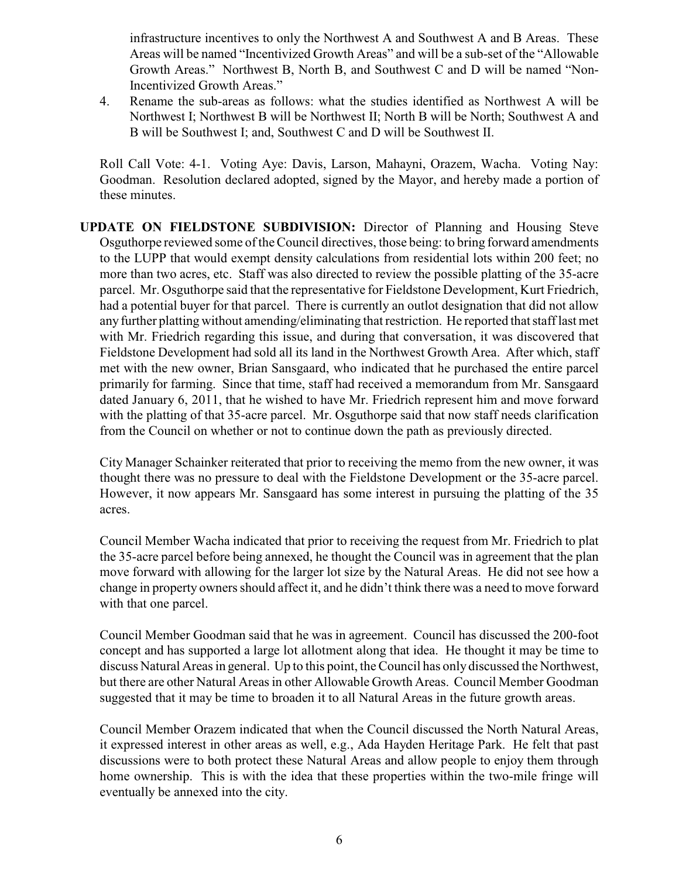infrastructure incentives to only the Northwest A and Southwest A and B Areas. These Areas will be named "Incentivized Growth Areas" and will be a sub-set of the "Allowable Growth Areas." Northwest B, North B, and Southwest C and D will be named "Non-Incentivized Growth Areas."

4. Rename the sub-areas as follows: what the studies identified as Northwest A will be Northwest I; Northwest B will be Northwest II; North B will be North; Southwest A and B will be Southwest I; and, Southwest C and D will be Southwest II.

Roll Call Vote: 4-1. Voting Aye: Davis, Larson, Mahayni, Orazem, Wacha. Voting Nay: Goodman. Resolution declared adopted, signed by the Mayor, and hereby made a portion of these minutes.

**UPDATE ON FIELDSTONE SUBDIVISION:** Director of Planning and Housing Steve Osguthorpe reviewed some of the Council directives, those being: to bring forward amendments to the LUPP that would exempt density calculations from residential lots within 200 feet; no more than two acres, etc. Staff was also directed to review the possible platting of the 35-acre parcel. Mr. Osguthorpe said that the representative for Fieldstone Development, Kurt Friedrich, had a potential buyer for that parcel. There is currently an outlot designation that did not allow any further platting without amending/eliminating that restriction. He reported that staff last met with Mr. Friedrich regarding this issue, and during that conversation, it was discovered that Fieldstone Development had sold all its land in the Northwest Growth Area. After which, staff met with the new owner, Brian Sansgaard, who indicated that he purchased the entire parcel primarily for farming. Since that time, staff had received a memorandum from Mr. Sansgaard dated January 6, 2011, that he wished to have Mr. Friedrich represent him and move forward with the platting of that 35-acre parcel. Mr. Osguthorpe said that now staff needs clarification from the Council on whether or not to continue down the path as previously directed.

City Manager Schainker reiterated that prior to receiving the memo from the new owner, it was thought there was no pressure to deal with the Fieldstone Development or the 35-acre parcel. However, it now appears Mr. Sansgaard has some interest in pursuing the platting of the 35 acres.

Council Member Wacha indicated that prior to receiving the request from Mr. Friedrich to plat the 35-acre parcel before being annexed, he thought the Council was in agreement that the plan move forward with allowing for the larger lot size by the Natural Areas. He did not see how a change in property owners should affect it, and he didn't think there was a need to move forward with that one parcel.

Council Member Goodman said that he was in agreement. Council has discussed the 200-foot concept and has supported a large lot allotment along that idea. He thought it may be time to discuss Natural Areas in general. Up to this point, the Council has only discussed the Northwest, but there are other Natural Areas in other Allowable Growth Areas. Council Member Goodman suggested that it may be time to broaden it to all Natural Areas in the future growth areas.

Council Member Orazem indicated that when the Council discussed the North Natural Areas, it expressed interest in other areas as well, e.g., Ada Hayden Heritage Park. He felt that past discussions were to both protect these Natural Areas and allow people to enjoy them through home ownership. This is with the idea that these properties within the two-mile fringe will eventually be annexed into the city.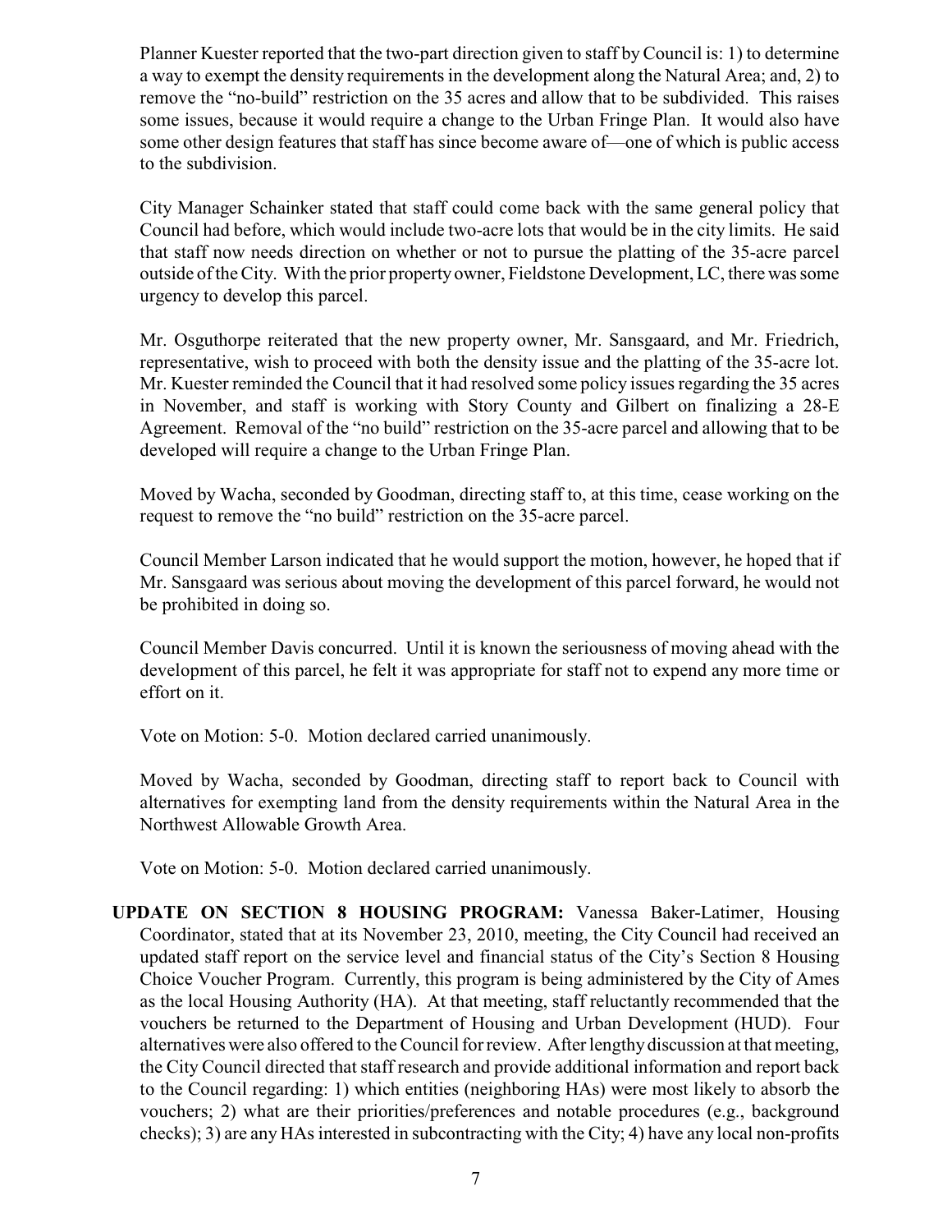Planner Kuester reported that the two-part direction given to staff by Council is: 1) to determine a way to exempt the density requirements in the development along the Natural Area; and, 2) to remove the "no-build" restriction on the 35 acres and allow that to be subdivided. This raises some issues, because it would require a change to the Urban Fringe Plan. It would also have some other design features that staff has since become aware of—one of which is public access to the subdivision.

City Manager Schainker stated that staff could come back with the same general policy that Council had before, which would include two-acre lots that would be in the city limits. He said that staff now needs direction on whether or not to pursue the platting of the 35-acre parcel outside of the City. With the prior property owner, Fieldstone Development, LC, there was some urgency to develop this parcel.

Mr. Osguthorpe reiterated that the new property owner, Mr. Sansgaard, and Mr. Friedrich, representative, wish to proceed with both the density issue and the platting of the 35-acre lot. Mr. Kuester reminded the Council that it had resolved some policy issues regarding the 35 acres in November, and staff is working with Story County and Gilbert on finalizing a 28-E Agreement. Removal of the "no build" restriction on the 35-acre parcel and allowing that to be developed will require a change to the Urban Fringe Plan.

Moved by Wacha, seconded by Goodman, directing staff to, at this time, cease working on the request to remove the "no build" restriction on the 35-acre parcel.

Council Member Larson indicated that he would support the motion, however, he hoped that if Mr. Sansgaard was serious about moving the development of this parcel forward, he would not be prohibited in doing so.

Council Member Davis concurred. Until it is known the seriousness of moving ahead with the development of this parcel, he felt it was appropriate for staff not to expend any more time or effort on it.

Vote on Motion: 5-0. Motion declared carried unanimously.

Moved by Wacha, seconded by Goodman, directing staff to report back to Council with alternatives for exempting land from the density requirements within the Natural Area in the Northwest Allowable Growth Area.

Vote on Motion: 5-0. Motion declared carried unanimously.

**UPDATE ON SECTION 8 HOUSING PROGRAM:** Vanessa Baker-Latimer, Housing Coordinator, stated that at its November 23, 2010, meeting, the City Council had received an updated staff report on the service level and financial status of the City's Section 8 Housing Choice Voucher Program. Currently, this program is being administered by the City of Ames as the local Housing Authority (HA). At that meeting, staff reluctantly recommended that the vouchers be returned to the Department of Housing and Urban Development (HUD). Four alternatives were also offered to the Council for review. After lengthy discussion at that meeting, the City Council directed that staff research and provide additional information and report back to the Council regarding: 1) which entities (neighboring HAs) were most likely to absorb the vouchers; 2) what are their priorities/preferences and notable procedures (e.g., background checks); 3) are any HAs interested in subcontracting with the City; 4) have any local non-profits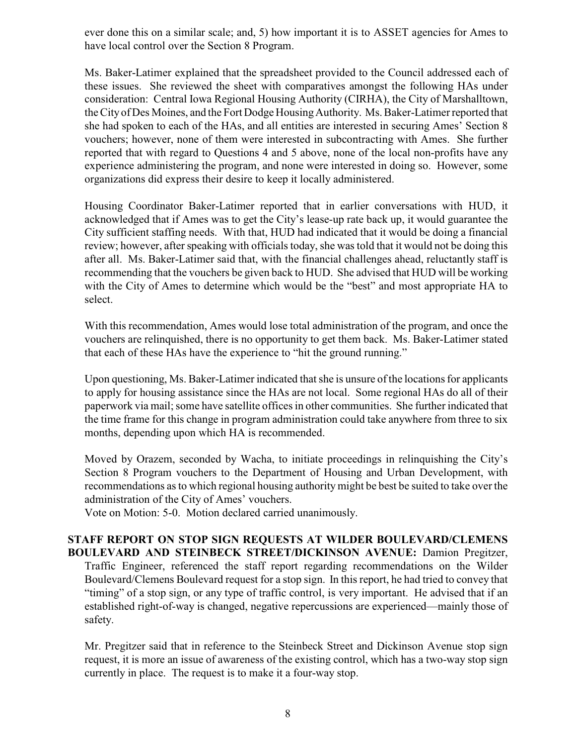ever done this on a similar scale; and, 5) how important it is to ASSET agencies for Ames to have local control over the Section 8 Program.

Ms. Baker-Latimer explained that the spreadsheet provided to the Council addressed each of these issues. She reviewed the sheet with comparatives amongst the following HAs under consideration: Central Iowa Regional Housing Authority (CIRHA), the City of Marshalltown, the City of Des Moines, and the Fort Dodge Housing Authority. Ms. Baker-Latimer reported that she had spoken to each of the HAs, and all entities are interested in securing Ames' Section 8 vouchers; however, none of them were interested in subcontracting with Ames. She further reported that with regard to Questions 4 and 5 above, none of the local non-profits have any experience administering the program, and none were interested in doing so. However, some organizations did express their desire to keep it locally administered.

Housing Coordinator Baker-Latimer reported that in earlier conversations with HUD, it acknowledged that if Ames was to get the City's lease-up rate back up, it would guarantee the City sufficient staffing needs. With that, HUD had indicated that it would be doing a financial review; however, after speaking with officials today, she was told that it would not be doing this after all. Ms. Baker-Latimer said that, with the financial challenges ahead, reluctantly staff is recommending that the vouchers be given back to HUD. She advised that HUD will be working with the City of Ames to determine which would be the "best" and most appropriate HA to select.

With this recommendation, Ames would lose total administration of the program, and once the vouchers are relinquished, there is no opportunity to get them back. Ms. Baker-Latimer stated that each of these HAs have the experience to "hit the ground running."

Upon questioning, Ms. Baker-Latimer indicated that she is unsure of the locations for applicants to apply for housing assistance since the HAs are not local. Some regional HAs do all of their paperwork via mail; some have satellite offices in other communities. She further indicated that the time frame for this change in program administration could take anywhere from three to six months, depending upon which HA is recommended.

Moved by Orazem, seconded by Wacha, to initiate proceedings in relinquishing the City's Section 8 Program vouchers to the Department of Housing and Urban Development, with recommendations as to which regional housing authority might be best be suited to take over the administration of the City of Ames' vouchers.
Vote on Motion: 5-0. Motion declared carried unanimously.

**STAFF REPORT ON STOP SIGN REQUESTS AT WILDER BOULEVARD/CLEMENS BOULEVARD AND STEINBECK STREET/DICKINSON AVENUE:** Damion Pregitzer, Traffic Engineer, referenced the staff report regarding recommendations on the Wilder Boulevard/Clemens Boulevard request for a stop sign. In this report, he had tried to convey that "timing" of a stop sign, or any type of traffic control, is very important. He advised that if an established right-of-way is changed, negative repercussions are experienced—mainly those of safety.

Mr. Pregitzer said that in reference to the Steinbeck Street and Dickinson Avenue stop sign request, it is more an issue of awareness of the existing control, which has a two-way stop sign currently in place. The request is to make it a four-way stop.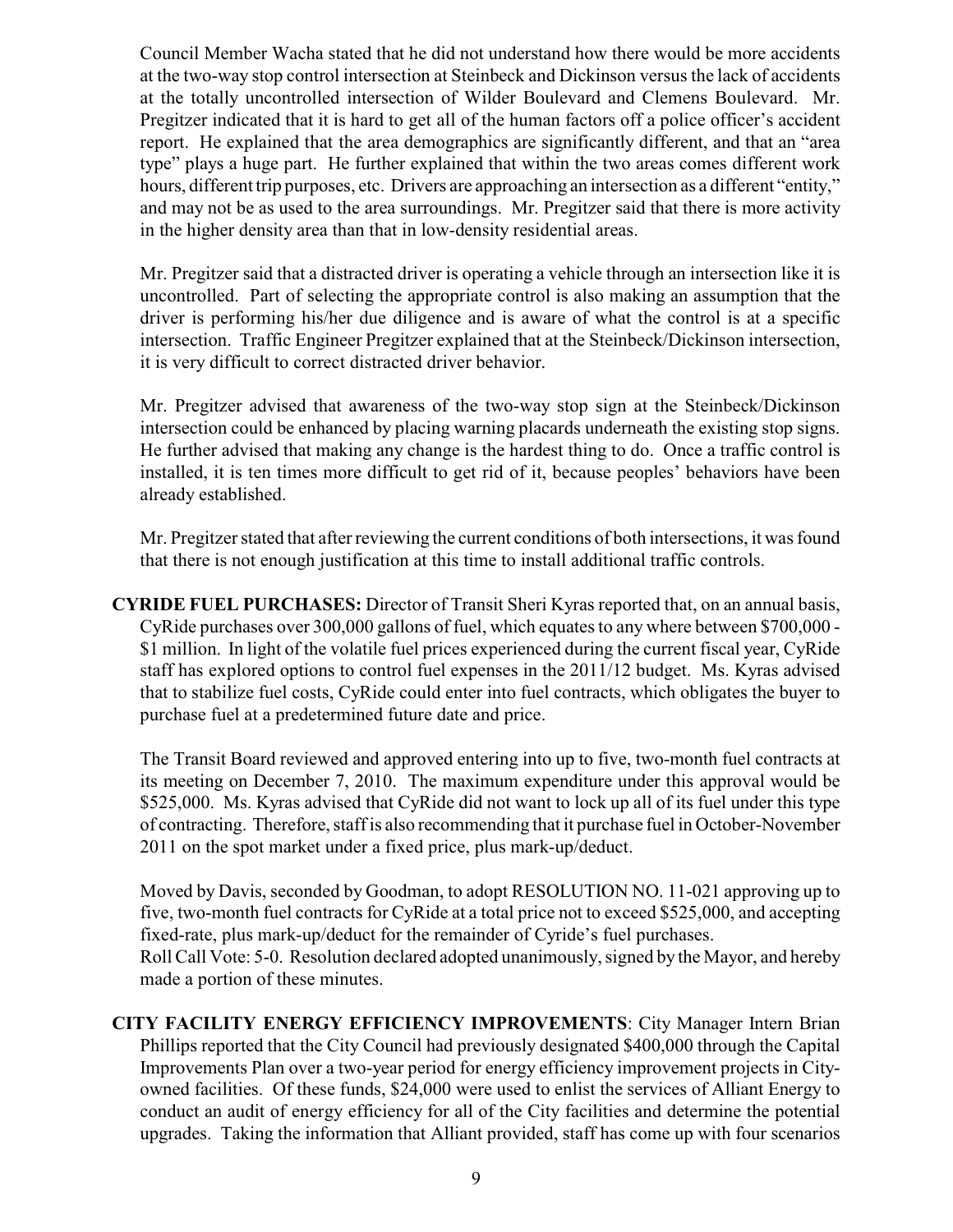Council Member Wacha stated that he did not understand how there would be more accidents at the two-way stop control intersection at Steinbeck and Dickinson versus the lack of accidents at the totally uncontrolled intersection of Wilder Boulevard and Clemens Boulevard. Mr. Pregitzer indicated that it is hard to get all of the human factors off a police officer's accident report. He explained that the area demographics are significantly different, and that an "area type" plays a huge part. He further explained that within the two areas comes different work hours, different trip purposes, etc. Drivers are approaching an intersection as a different "entity," and may not be as used to the area surroundings. Mr. Pregitzer said that there is more activity in the higher density area than that in low-density residential areas.

Mr. Pregitzer said that a distracted driver is operating a vehicle through an intersection like it is uncontrolled. Part of selecting the appropriate control is also making an assumption that the driver is performing his/her due diligence and is aware of what the control is at a specific intersection. Traffic Engineer Pregitzer explained that at the Steinbeck/Dickinson intersection, it is very difficult to correct distracted driver behavior.

Mr. Pregitzer advised that awareness of the two-way stop sign at the Steinbeck/Dickinson intersection could be enhanced by placing warning placards underneath the existing stop signs. He further advised that making any change is the hardest thing to do. Once a traffic control is installed, it is ten times more difficult to get rid of it, because peoples' behaviors have been already established.

Mr. Pregitzer stated that after reviewing the current conditions of both intersections, it was found that there is not enough justification at this time to install additional traffic controls.

**CYRIDE FUEL PURCHASES:** Director of Transit Sheri Kyras reported that, on an annual basis, CyRide purchases over 300,000 gallons of fuel, which equates to any where between $700,000 - $1 million. In light of the volatile fuel prices experienced during the current fiscal year, CyRide staff has explored options to control fuel expenses in the 2011/12 budget. Ms. Kyras advised that to stabilize fuel costs, CyRide could enter into fuel contracts, which obligates the buyer to purchase fuel at a predetermined future date and price.

The Transit Board reviewed and approved entering into up to five, two-month fuel contracts at its meeting on December 7, 2010. The maximum expenditure under this approval would be $525,000. Ms. Kyras advised that CyRide did not want to lock up all of its fuel under this type of contracting. Therefore, staff is also recommending that it purchase fuel in October-November 2011 on the spot market under a fixed price, plus mark-up/deduct.

Moved by Davis, seconded by Goodman, to adopt RESOLUTION NO. 11-021 approving up to five, two-month fuel contracts for CyRide at a total price not to exceed $525,000, and accepting fixed-rate, plus mark-up/deduct for the remainder of Cyride's fuel purchases.
Roll Call Vote: 5-0. Resolution declared adopted unanimously, signed by the Mayor, and hereby made a portion of these minutes.

**CITY FACILITY ENERGY EFFICIENCY IMPROVEMENTS**: City Manager Intern Brian Phillips reported that the City Council had previously designated $400,000 through the Capital Improvements Plan over a two-year period for energy efficiency improvement projects in City-owned facilities. Of these funds, $24,000 were used to enlist the services of Alliant Energy to conduct an audit of energy efficiency for all of the City facilities and determine the potential upgrades. Taking the information that Alliant provided, staff has come up with four scenarios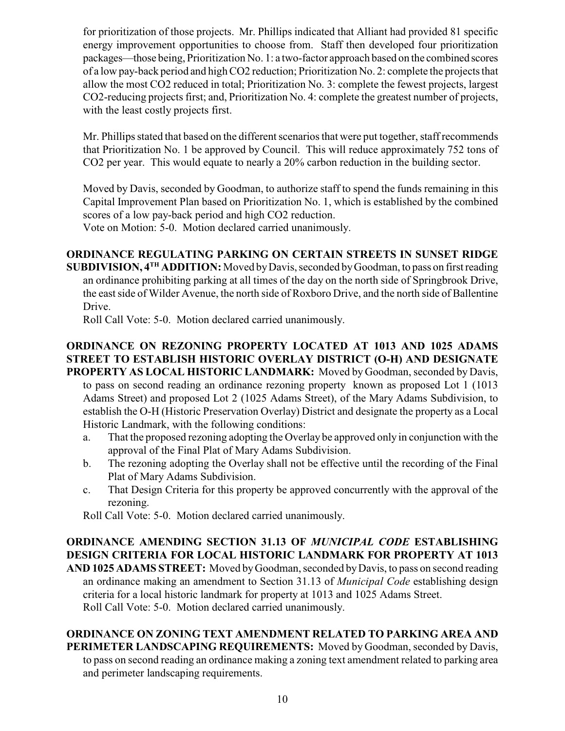for prioritization of those projects. Mr. Phillips indicated that Alliant had provided 81 specific energy improvement opportunities to choose from. Staff then developed four prioritization packages—those being, Prioritization No. 1: a two-factor approach based on the combined scores of a low pay-back period and high $CO_2$ reduction; Prioritization No. 2: complete the projects that allow the most $CO_2$ reduced in total; Prioritization No. 3: complete the fewest projects, largest $CO_2$-reducing projects first; and, Prioritization No. 4: complete the greatest number of projects, with the least costly projects first.

Mr. Phillips stated that based on the different scenarios that were put together, staff recommends that Prioritization No. 1 be approved by Council. This will reduce approximately 752 tons of $CO_2$ per year. This would equate to nearly a 20% carbon reduction in the building sector.

Moved by Davis, seconded by Goodman, to authorize staff to spend the funds remaining in this Capital Improvement Plan based on Prioritization No. 1, which is established by the combined scores of a low pay-back period and high $CO_2$ reduction.
Vote on Motion: 5-0. Motion declared carried unanimously.

**ORDINANCE REGULATING PARKING ON CERTAIN STREETS IN SUNSET RIDGE SUBDIVISION, 4TH ADDITION:** Moved by Davis, seconded by Goodman, to pass on first reading an ordinance prohibiting parking at all times of the day on the north side of Springbrook Drive, the east side of Wilder Avenue, the north side of Roxboro Drive, and the north side of Ballentine Drive.
Roll Call Vote: 5-0. Motion declared carried unanimously.

**ORDINANCE ON REZONING PROPERTY LOCATED AT 1013 AND 1025 ADAMS STREET TO ESTABLISH HISTORIC OVERLAY DISTRICT (O-H) AND DESIGNATE PROPERTY AS LOCAL HISTORIC LANDMARK:** Moved by Goodman, seconded by Davis, to pass on second reading an ordinance rezoning property known as proposed Lot 1 (1013 Adams Street) and proposed Lot 2 (1025 Adams Street), of the Mary Adams Subdivision, to establish the O-H (Historic Preservation Overlay) District and designate the property as a Local Historic Landmark, with the following conditions:

a. That the proposed rezoning adopting the Overlay be approved only in conjunction with the approval of the Final Plat of Mary Adams Subdivision.
b. The rezoning adopting the Overlay shall not be effective until the recording of the Final Plat of Mary Adams Subdivision.
c. That Design Criteria for this property be approved concurrently with the approval of the rezoning.

Roll Call Vote: 5-0. Motion declared carried unanimously.

**ORDINANCE AMENDING SECTION 31.13 OF *MUNICIPAL CODE* ESTABLISHING DESIGN CRITERIA FOR LOCAL HISTORIC LANDMARK FOR PROPERTY AT 1013 AND 1025 ADAMS STREET:** Moved by Goodman, seconded by Davis, to pass on second reading an ordinance making an amendment to Section 31.13 of *Municipal Code* establishing design criteria for a local historic landmark for property at 1013 and 1025 Adams Street.
Roll Call Vote: 5-0. Motion declared carried unanimously.

**ORDINANCE ON ZONING TEXT AMENDMENT RELATED TO PARKING AREA AND PERIMETER LANDSCAPING REQUIREMENTS:** Moved by Goodman, seconded by Davis, to pass on second reading an ordinance making a zoning text amendment related to parking area and perimeter landscaping requirements.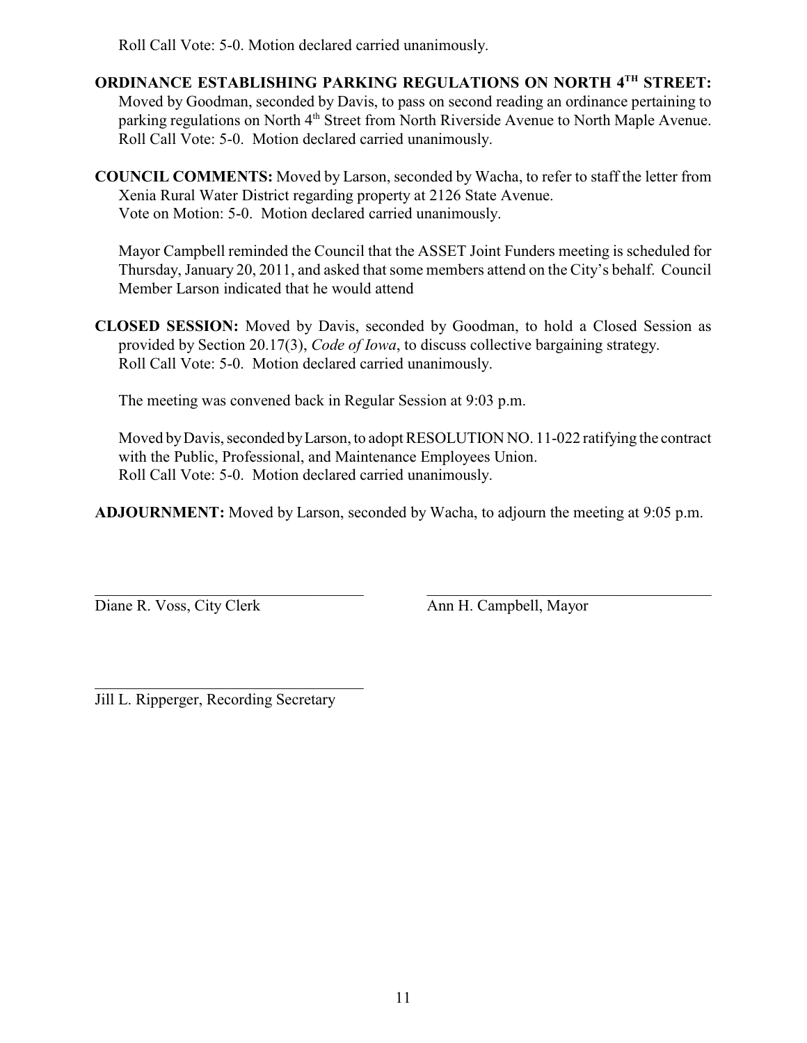Roll Call Vote: 5-0. Motion declared carried unanimously.

**ORDINANCE ESTABLISHING PARKING REGULATIONS ON NORTH 4TH STREET:** Moved by Goodman, seconded by Davis, to pass on second reading an ordinance pertaining to parking regulations on North 4th Street from North Riverside Avenue to North Maple Avenue. Roll Call Vote: 5-0. Motion declared carried unanimously.

**COUNCIL COMMENTS:** Moved by Larson, seconded by Wacha, to refer to staff the letter from Xenia Rural Water District regarding property at 2126 State Avenue.
Vote on Motion: 5-0. Motion declared carried unanimously.

Mayor Campbell reminded the Council that the ASSET Joint Funders meeting is scheduled for Thursday, January 20, 2011, and asked that some members attend on the City's behalf. Council Member Larson indicated that he would attend

**CLOSED SESSION:** Moved by Davis, seconded by Goodman, to hold a Closed Session as provided by Section 20.17(3), *Code of Iowa*, to discuss collective bargaining strategy.
Roll Call Vote: 5-0. Motion declared carried unanimously.

The meeting was convened back in Regular Session at 9:03 p.m.

Moved by Davis, seconded by Larson, to adopt RESOLUTION NO. 11-022 ratifying the contract with the Public, Professional, and Maintenance Employees Union.
Roll Call Vote: 5-0. Motion declared carried unanimously.

**ADJOURNMENT:** Moved by Larson, seconded by Wacha, to adjourn the meeting at 9:05 p.m.

______________________________
Diane R. Voss, City Clerk

______________________________
Ann H. Campbell, Mayor

______________________________
Jill L. Ripperger, Recording Secretary